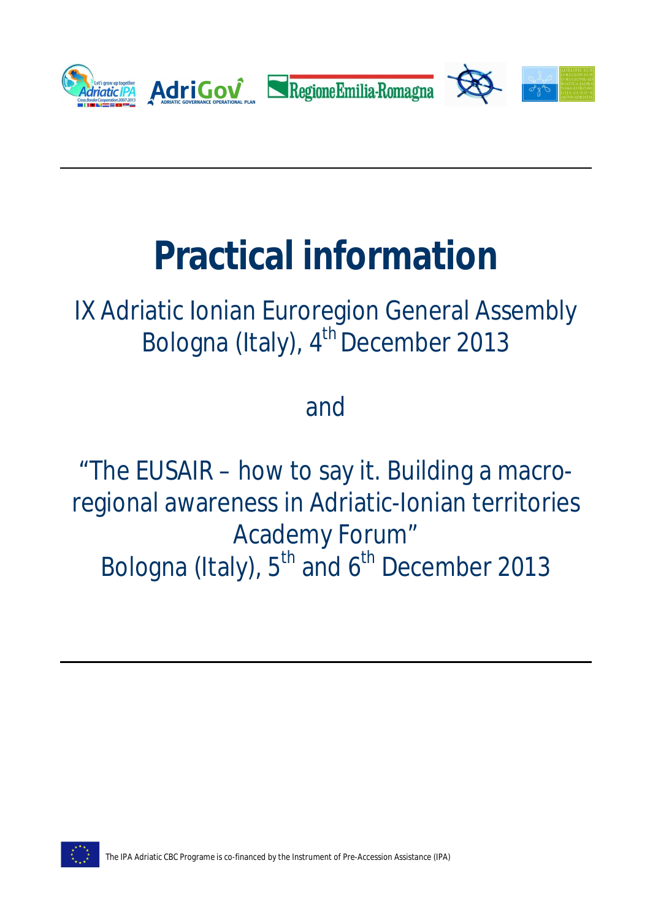# Practical information

IX Adriatic Ionian Euroregion General Assembly
Bologna (Italy), 4th December 2013

and

"The EUSAIR – how to say it. Building a macro-regional awareness in Adriatic-Ionian territories Academy Forum"
Bologna (Italy), 5th and 6th December 2013

The IPA Adriatic CBC Programe is co-financed by the Instrument of Pre-Accession Assistance (IPA)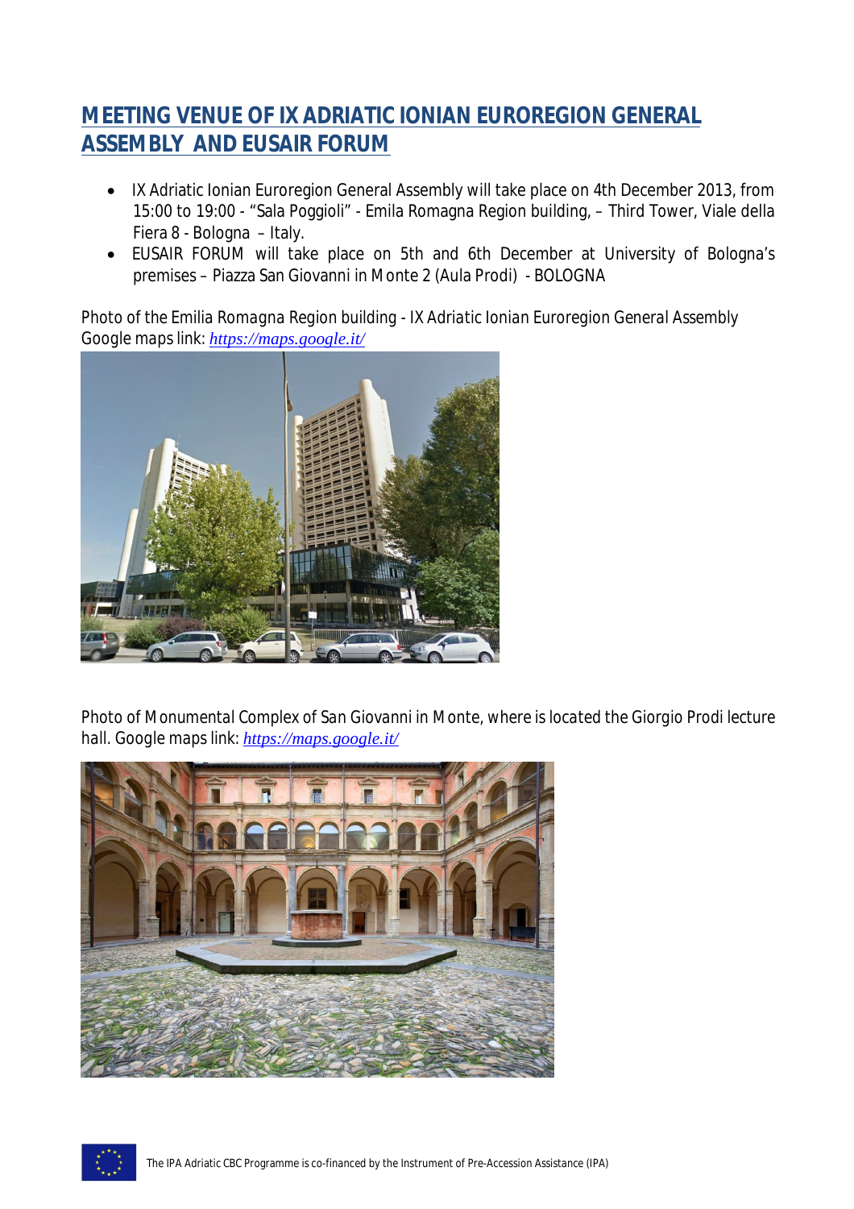# MEETING VENUE OF IX ADRIATIC IONIAN EUROREGION GENERAL ASSEMBLY AND EUSAIR FORUM

- IX Adriatic Ionian Euroregion General Assembly will take place on 4th December 2013, from 15:00 to 19:00 - "Sala Poggioli" - Emila Romagna Region building, – Third Tower, Viale della Fiera 8 - Bologna – Italy.
- EUSAIR FORUM will take place on 5th and 6th December at University of Bologna's premises – Piazza San Giovanni in Monte 2 (Aula Prodi) - BOLOGNA

Photo of the Emilia Romagna Region building - IX Adriatic Ionian Euroregion General Assembly
Google maps link: *https://maps.google.it/*

Photo of Monumental Complex of San Giovanni in Monte, where is located the Giorgio Prodi lecture hall. Google maps link: *https://maps.google.it/*

The IPA Adriatic CBC Programme is co-financed by the Instrument of Pre-Accession Assistance (IPA)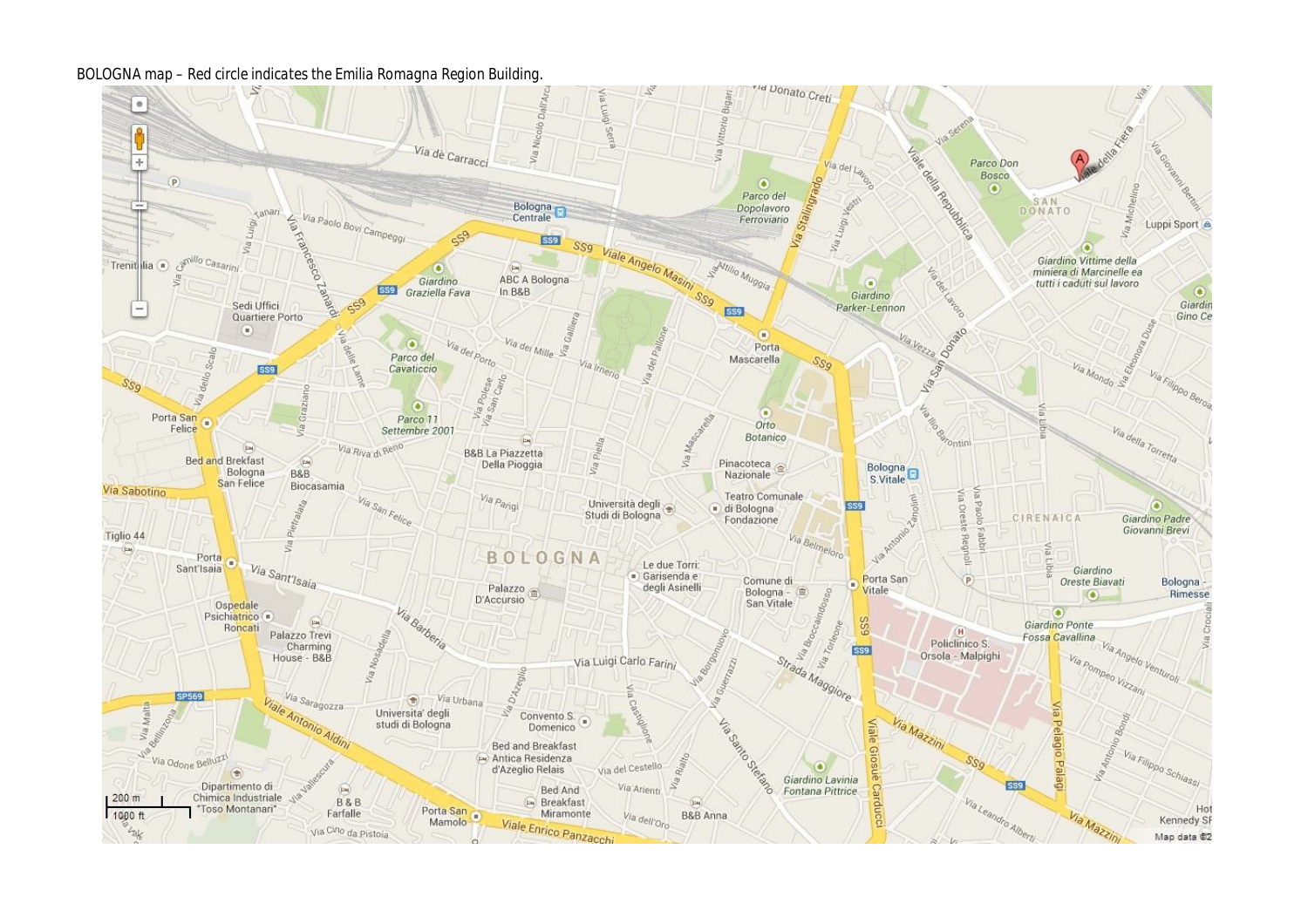BOLOGNA map – Red circle indicates the Emilia Romagna Region Building.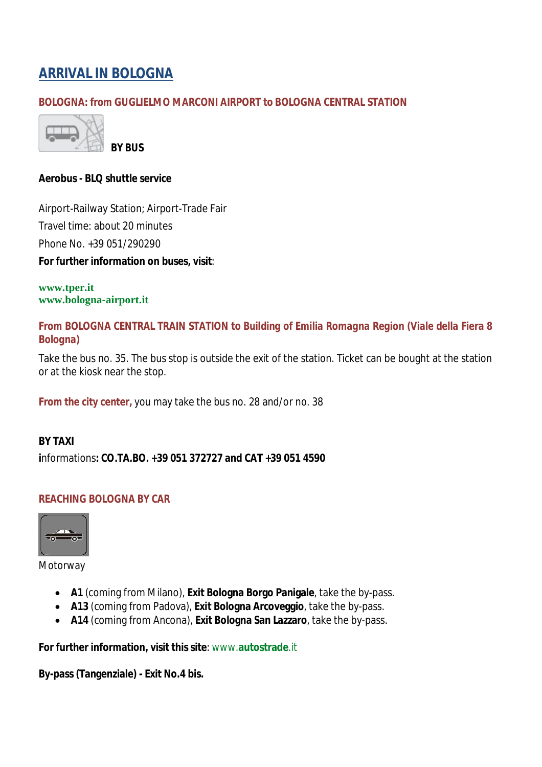# ARRIVAL IN BOLOGNA

## BOLOGNA: from GUGLIELMO MARCONI AIRPORT to BOLOGNA CENTRAL STATION

**BY BUS**

**Aerobus - BLQ shuttle service**

Airport-Railway Station; Airport-Trade Fair

Travel time: about 20 minutes

Phone No. +39 051/290290

**For further information on buses, visit**:

**www.tper.it**
**www.bologna-airport.it**

## From BOLOGNA CENTRAL TRAIN STATION to Building of Emilia Romagna Region (Viale della Fiera 8 Bologna)

Take the bus no. 35. The bus stop is outside the exit of the station. Ticket can be bought at the station or at the kiosk near the stop.

**From the city center,** you may take the bus no. 28 and/or no. 38

**BY TAXI**

**i**nformations**: CO.TA.BO. +39 051 372727 and CAT +39 051 4590**

## REACHING BOLOGNA BY CAR

Motorway

- **A1** (coming from Milano), **Exit Bologna Borgo Panigale**, take the by-pass.
- **A13** (coming from Padova), **Exit Bologna Arcoveggio**, take the by-pass.
- **A14** (coming from Ancona), **Exit Bologna San Lazzaro**, take the by-pass.

**For further information, visit this site**: www.**autostrade**.it

**By-pass (Tangenziale) - Exit No.4 bis.**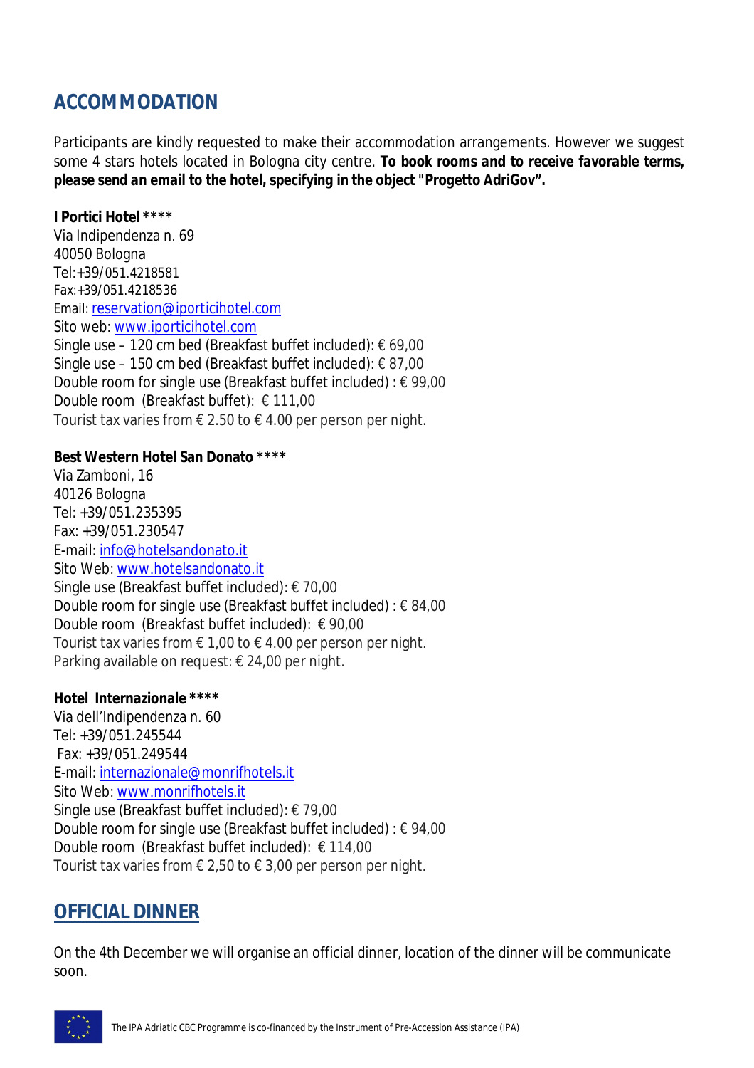## ACCOMMODATION

Participants are kindly requested to make their accommodation arrangements. However we suggest some 4 stars hotels located in Bologna city centre. ***To book rooms and to receive favorable terms, please send an email to the hotel, specifying in the object "Progetto AdriGov".***

**I Portici Hotel \*\*\*\***
Via Indipendenza n. 69
40050 Bologna
Tel:+39/051.4218581
Fax:+39/051.4218536
Email: reservation@iporticihotel.com
Sito web: www.iporticihotel.com
Single use – 120 cm bed (Breakfast buffet included): € 69,00
Single use – 150 cm bed (Breakfast buffet included): € 87,00
Double room for single use (Breakfast buffet included) : € 99,00
Double room (Breakfast buffet): € 111,00
Tourist tax varies from € 2.50 to € 4.00 per person per night.

**Best Western Hotel San Donato \*\*\*\***
Via Zamboni, 16
40126 Bologna
Tel: +39/051.235395
Fax: +39/051.230547
E-mail: info@hotelsandonato.it
Sito Web: www.hotelsandonato.it
Single use (Breakfast buffet included): € 70,00
Double room for single use (Breakfast buffet included) : € 84,00
Double room (Breakfast buffet included): € 90,00
Tourist tax varies from € 1,00 to € 4.00 per person per night.
Parking available on request: € 24,00 per night.

**Hotel Internazionale \*\*\*\***
Via dell'Indipendenza n. 60
Tel: +39/051.245544
Fax: +39/051.249544
E-mail: internazionale@monrifhotels.it
Sito Web: www.monrifhotels.it
Single use (Breakfast buffet included): € 79,00
Double room for single use (Breakfast buffet included) : € 94,00
Double room (Breakfast buffet included): € 114,00
Tourist tax varies from € 2,50 to € 3,00 per person per night.

## OFFICIAL DINNER

On the 4th December we will organise an official dinner, location of the dinner will be communicate soon.

The IPA Adriatic CBC Programme is co-financed by the Instrument of Pre-Accession Assistance (IPA)